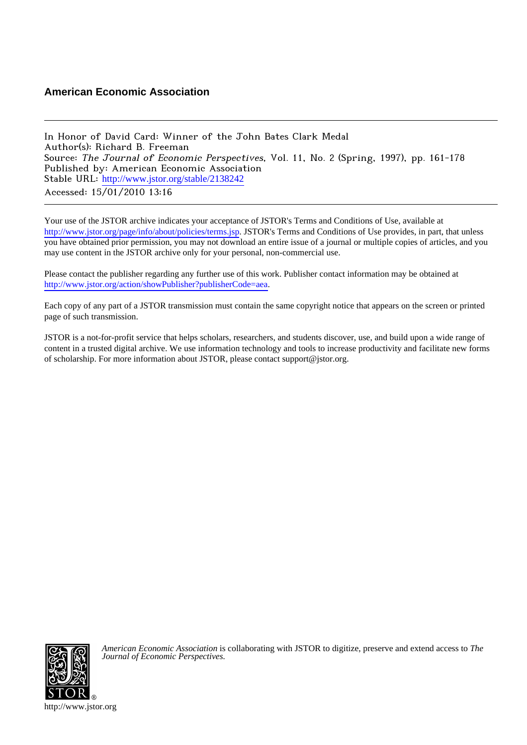# American Economic Association

---

In Honor of David Card: Winner of the John Bates Clark Medal
Author(s): Richard B. Freeman
Source: *The Journal of Economic Perspectives*, Vol. 11, No. 2 (Spring, 1997), pp. 161-178
Published by: American Economic Association
Stable URL: http://www.jstor.org/stable/2138242
Accessed: 15/01/2010 13:16

---

Your use of the JSTOR archive indicates your acceptance of JSTOR's Terms and Conditions of Use, available at http://www.jstor.org/page/info/about/policies/terms.jsp. JSTOR's Terms and Conditions of Use provides, in part, that unless you have obtained prior permission, you may not download an entire issue of a journal or multiple copies of articles, and you may use content in the JSTOR archive only for your personal, non-commercial use.

Please contact the publisher regarding any further use of this work. Publisher contact information may be obtained at http://www.jstor.org/action/showPublisher?publisherCode=aea.

Each copy of any part of a JSTOR transmission must contain the same copyright notice that appears on the screen or printed page of such transmission.

JSTOR is a not-for-profit service that helps scholars, researchers, and students discover, use, and build upon a wide range of content in a trusted digital archive. We use information technology and tools to increase productivity and facilitate new forms of scholarship. For more information about JSTOR, please contact support@jstor.org.

*American Economic Association* is collaborating with JSTOR to digitize, preserve and extend access to *The Journal of Economic Perspectives.*

http://www.jstor.org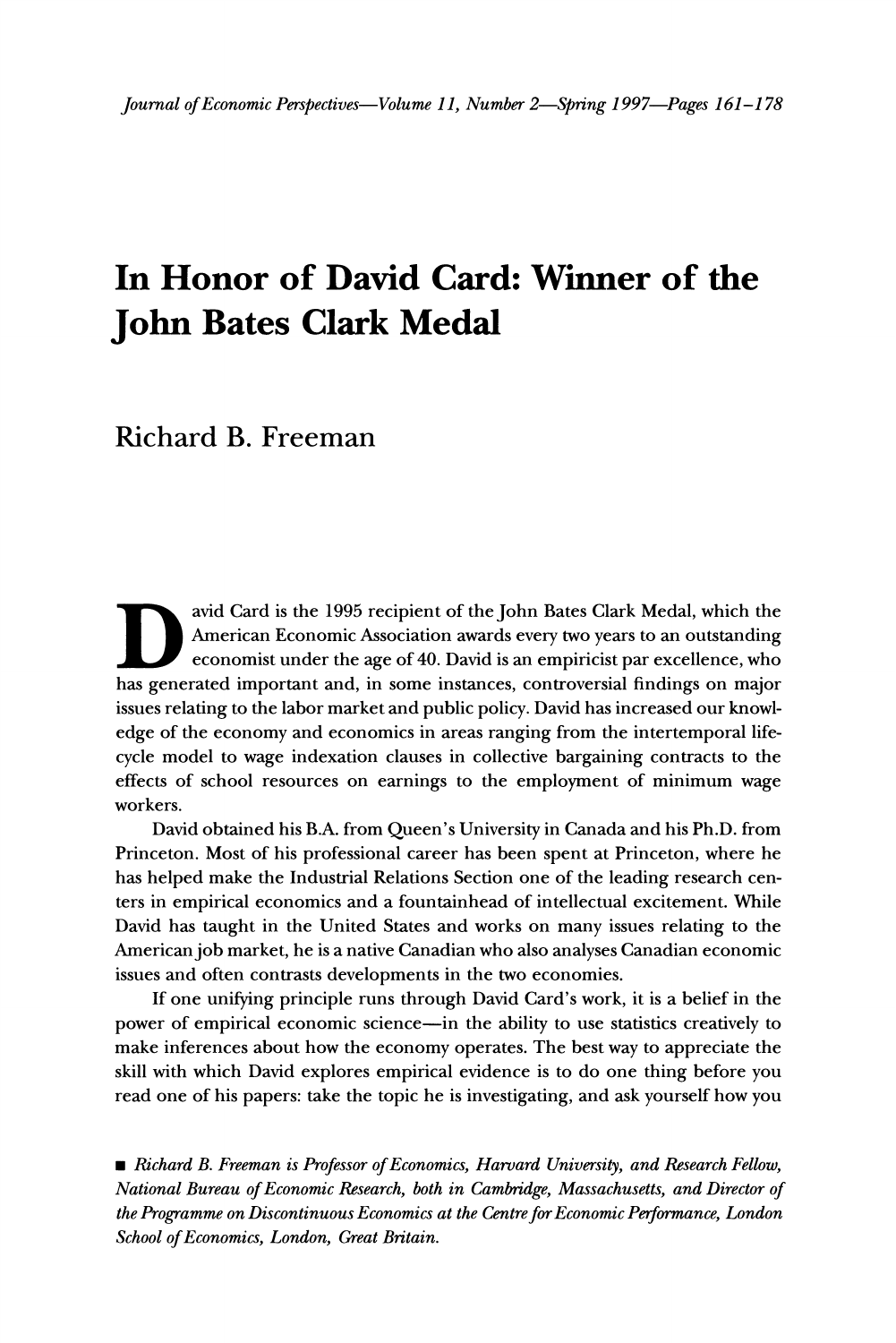# In Honor of David Card: Winner of the John Bates Clark Medal

Richard B. Freeman

David Card is the 1995 recipient of the John Bates Clark Medal, which the American Economic Association awards every two years to an outstanding economist under the age of 40. David is an empiricist par excellence, who has generated important and, in some instances, controversial findings on major issues relating to the labor market and public policy. David has increased our knowledge of the economy and economics in areas ranging from the intertemporal life-cycle model to wage indexation clauses in collective bargaining contracts to the effects of school resources on earnings to the employment of minimum wage workers.

David obtained his B.A. from Queen's University in Canada and his Ph.D. from Princeton. Most of his professional career has been spent at Princeton, where he has helped make the Industrial Relations Section one of the leading research centers in empirical economics and a fountainhead of intellectual excitement. While David has taught in the United States and works on many issues relating to the American job market, he is a native Canadian who also analyses Canadian economic issues and often contrasts developments in the two economies.

If one unifying principle runs through David Card's work, it is a belief in the power of empirical economic science—in the ability to use statistics creatively to make inferences about how the economy operates. The best way to appreciate the skill with which David explores empirical evidence is to do one thing before you read one of his papers: take the topic he is investigating, and ask yourself how you

■ *Richard B. Freeman is Professor of Economics, Harvard University, and Research Fellow, National Bureau of Economic Research, both in Cambridge, Massachusetts, and Director of the Programme on Discontinuous Economics at the Centre for Economic Performance, London School of Economics, London, Great Britain.*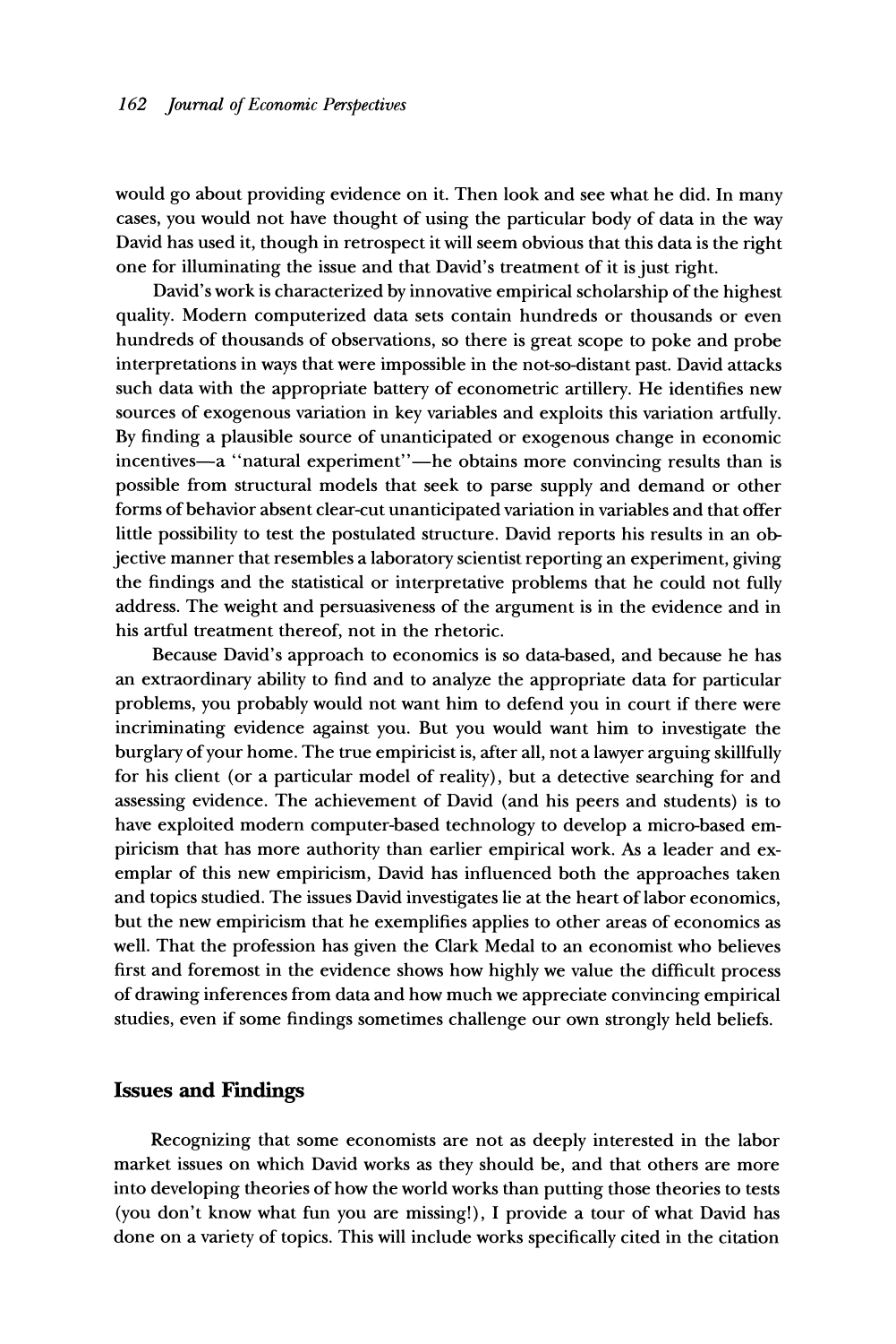would go about providing evidence on it. Then look and see what he did. In many cases, you would not have thought of using the particular body of data in the way David has used it, though in retrospect it will seem obvious that this data is the right one for illuminating the issue and that David's treatment of it is just right.

David's work is characterized by innovative empirical scholarship of the highest quality. Modern computerized data sets contain hundreds or thousands or even hundreds of thousands of observations, so there is great scope to poke and probe interpretations in ways that were impossible in the not-so-distant past. David attacks such data with the appropriate battery of econometric artillery. He identifies new sources of exogenous variation in key variables and exploits this variation artfully. By finding a plausible source of unanticipated or exogenous change in economic incentives—a "natural experiment"—he obtains more convincing results than is possible from structural models that seek to parse supply and demand or other forms of behavior absent clear-cut unanticipated variation in variables and that offer little possibility to test the postulated structure. David reports his results in an objective manner that resembles a laboratory scientist reporting an experiment, giving the findings and the statistical or interpretative problems that he could not fully address. The weight and persuasiveness of the argument is in the evidence and in his artful treatment thereof, not in the rhetoric.

Because David's approach to economics is so data-based, and because he has an extraordinary ability to find and to analyze the appropriate data for particular problems, you probably would not want him to defend you in court if there were incriminating evidence against you. But you would want him to investigate the burglary of your home. The true empiricist is, after all, not a lawyer arguing skillfully for his client (or a particular model of reality), but a detective searching for and assessing evidence. The achievement of David (and his peers and students) is to have exploited modern computer-based technology to develop a micro-based empiricism that has more authority than earlier empirical work. As a leader and exemplar of this new empiricism, David has influenced both the approaches taken and topics studied. The issues David investigates lie at the heart of labor economics, but the new empiricism that he exemplifies applies to other areas of economics as well. That the profession has given the Clark Medal to an economist who believes first and foremost in the evidence shows how highly we value the difficult process of drawing inferences from data and how much we appreciate convincing empirical studies, even if some findings sometimes challenge our own strongly held beliefs.

## Issues and Findings

Recognizing that some economists are not as deeply interested in the labor market issues on which David works as they should be, and that others are more into developing theories of how the world works than putting those theories to tests (you don't know what fun you are missing!), I provide a tour of what David has done on a variety of topics. This will include works specifically cited in the citation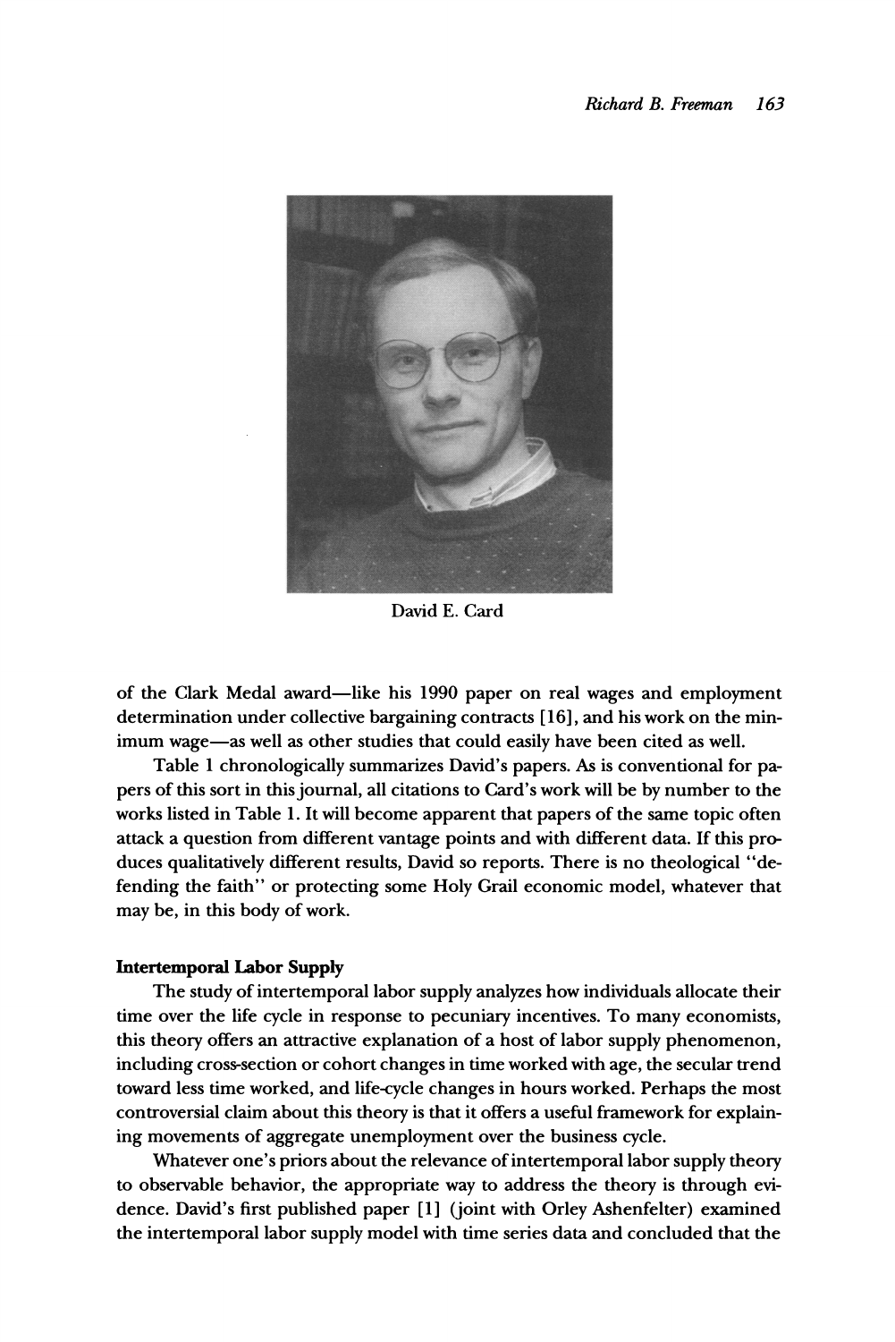David E. Card

of the Clark Medal award—like his 1990 paper on real wages and employment determination under collective bargaining contracts [16], and his work on the minimum wage—as well as other studies that could easily have been cited as well.

Table 1 chronologically summarizes David's papers. As is conventional for papers of this sort in this journal, all citations to Card's work will be by number to the works listed in Table 1. It will become apparent that papers of the same topic often attack a question from different vantage points and with different data. If this produces qualitatively different results, David so reports. There is no theological "defending the faith" or protecting some Holy Grail economic model, whatever that may be, in this body of work.

**Intertemporal Labor Supply**

The study of intertemporal labor supply analyzes how individuals allocate their time over the life cycle in response to pecuniary incentives. To many economists, this theory offers an attractive explanation of a host of labor supply phenomenon, including cross-section or cohort changes in time worked with age, the secular trend toward less time worked, and life-cycle changes in hours worked. Perhaps the most controversial claim about this theory is that it offers a useful framework for explaining movements of aggregate unemployment over the business cycle.

Whatever one's priors about the relevance of intertemporal labor supply theory to observable behavior, the appropriate way to address the theory is through evidence. David's first published paper [1] (joint with Orley Ashenfelter) examined the intertemporal labor supply model with time series data and concluded that the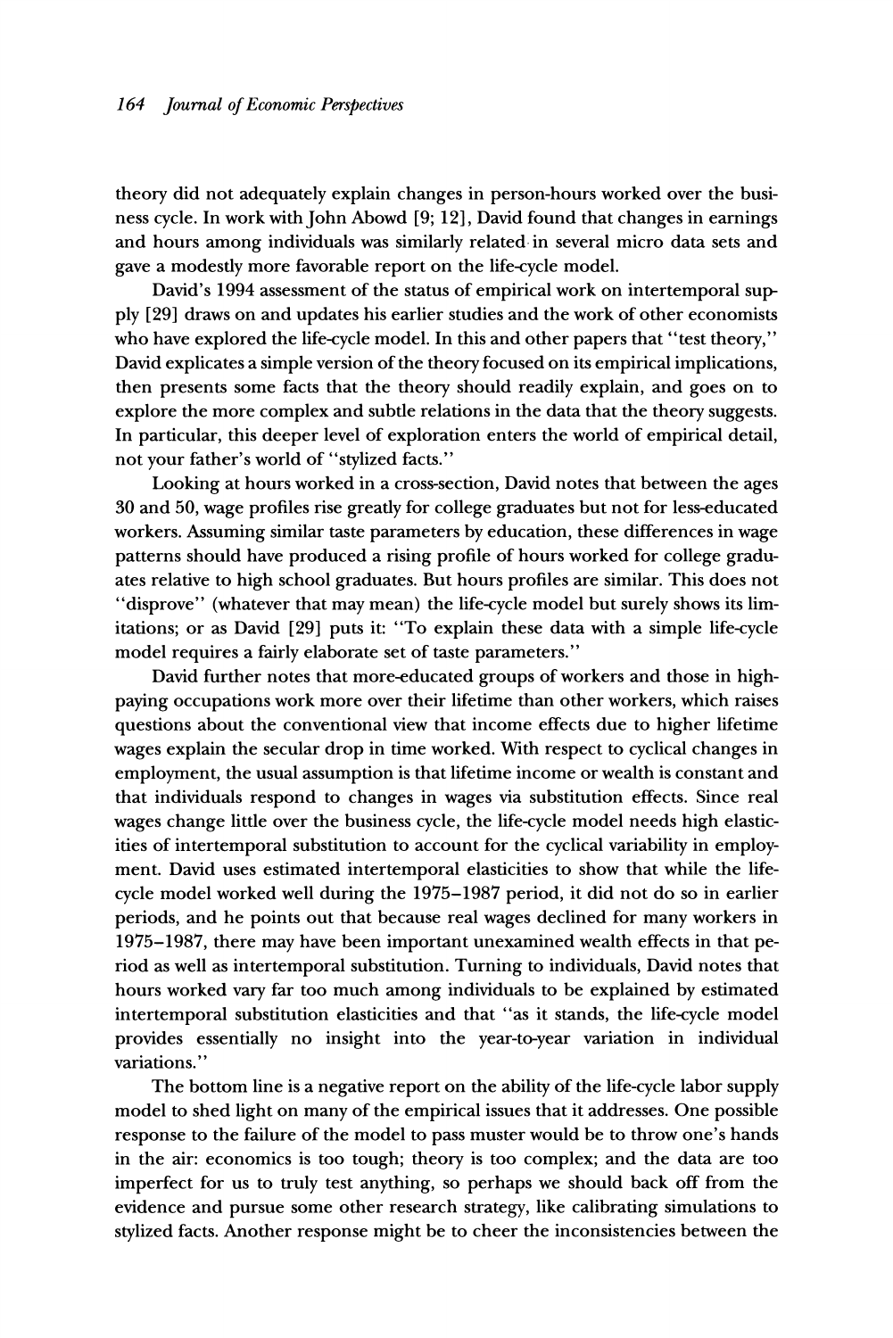theory did not adequately explain changes in person-hours worked over the business cycle. In work with John Abowd [9; 12], David found that changes in earnings and hours among individuals was similarly related in several micro data sets and gave a modestly more favorable report on the life-cycle model.

David's 1994 assessment of the status of empirical work on intertemporal supply [29] draws on and updates his earlier studies and the work of other economists who have explored the life-cycle model. In this and other papers that "test theory," David explicates a simple version of the theory focused on its empirical implications, then presents some facts that the theory should readily explain, and goes on to explore the more complex and subtle relations in the data that the theory suggests. In particular, this deeper level of exploration enters the world of empirical detail, not your father's world of "stylized facts."

Looking at hours worked in a cross-section, David notes that between the ages 30 and 50, wage profiles rise greatly for college graduates but not for less-educated workers. Assuming similar taste parameters by education, these differences in wage patterns should have produced a rising profile of hours worked for college graduates relative to high school graduates. But hours profiles are similar. This does not "disprove" (whatever that may mean) the life-cycle model but surely shows its limitations; or as David [29] puts it: "To explain these data with a simple life-cycle model requires a fairly elaborate set of taste parameters."

David further notes that more-educated groups of workers and those in high-paying occupations work more over their lifetime than other workers, which raises questions about the conventional view that income effects due to higher lifetime wages explain the secular drop in time worked. With respect to cyclical changes in employment, the usual assumption is that lifetime income or wealth is constant and that individuals respond to changes in wages via substitution effects. Since real wages change little over the business cycle, the life-cycle model needs high elasticities of intertemporal substitution to account for the cyclical variability in employment. David uses estimated intertemporal elasticities to show that while the life-cycle model worked well during the 1975–1987 period, it did not do so in earlier periods, and he points out that because real wages declined for many workers in 1975–1987, there may have been important unexamined wealth effects in that period as well as intertemporal substitution. Turning to individuals, David notes that hours worked vary far too much among individuals to be explained by estimated intertemporal substitution elasticities and that "as it stands, the life-cycle model provides essentially no insight into the year-to-year variation in individual variations."

The bottom line is a negative report on the ability of the life-cycle labor supply model to shed light on many of the empirical issues that it addresses. One possible response to the failure of the model to pass muster would be to throw one's hands in the air: economics is too tough; theory is too complex; and the data are too imperfect for us to truly test anything, so perhaps we should back off from the evidence and pursue some other research strategy, like calibrating simulations to stylized facts. Another response might be to cheer the inconsistencies between the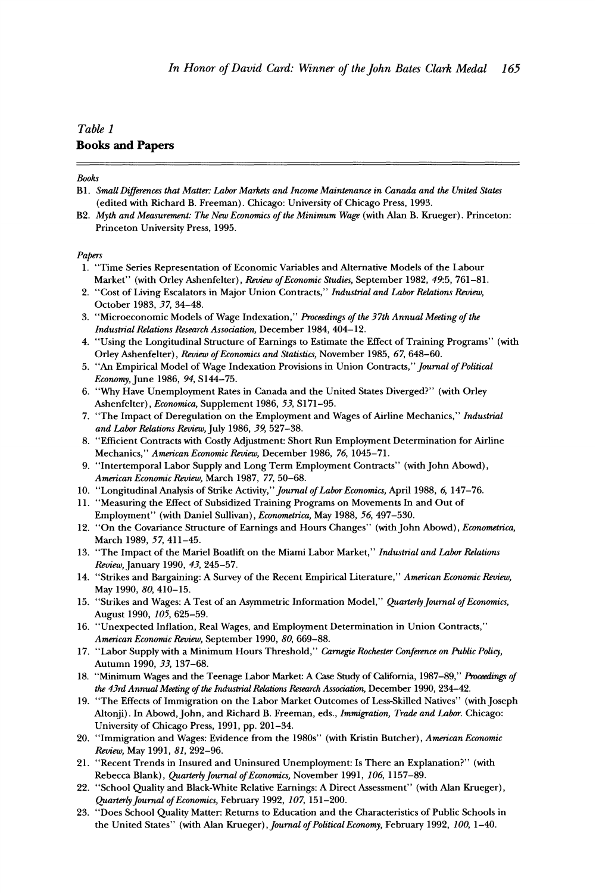## Table 1

### Books and Papers

*Books*

B1. *Small Differences that Matter: Labor Markets and Income Maintenance in Canada and the United States* (edited with Richard B. Freeman). Chicago: University of Chicago Press, 1993.

B2. *Myth and Measurement: The New Economics of the Minimum Wage* (with Alan B. Krueger). Princeton: Princeton University Press, 1995.

*Papers*

1. "Time Series Representation of Economic Variables and Alternative Models of the Labour Market" (with Orley Ashenfelter), *Review of Economic Studies*, September 1982, *49*:5, 761–81.
2. "Cost of Living Escalators in Major Union Contracts," *Industrial and Labor Relations Review*, October 1983, *37*, 34–48.
3. "Microeconomic Models of Wage Indexation," *Proceedings of the 37th Annual Meeting of the Industrial Relations Research Association*, December 1984, 404–12.
4. "Using the Longitudinal Structure of Earnings to Estimate the Effect of Training Programs" (with Orley Ashenfelter), *Review of Economics and Statistics*, November 1985, *67*, 648–60.
5. "An Empirical Model of Wage Indexation Provisions in Union Contracts," *Journal of Political Economy*, June 1986, *94*, S144–75.
6. "Why Have Unemployment Rates in Canada and the United States Diverged?" (with Orley Ashenfelter), *Economica*, Supplement 1986, *53*, S171–95.
7. "The Impact of Deregulation on the Employment and Wages of Airline Mechanics," *Industrial and Labor Relations Review*, July 1986, *39*, 527–38.
8. "Efficient Contracts with Costly Adjustment: Short Run Employment Determination for Airline Mechanics," *American Economic Review*, December 1986, *76*, 1045–71.
9. "Intertemporal Labor Supply and Long Term Employment Contracts" (with John Abowd), *American Economic Review*, March 1987, *77*, 50–68.
10. "Longitudinal Analysis of Strike Activity," *Journal of Labor Economics*, April 1988, *6*, 147–76.
11. "Measuring the Effect of Subsidized Training Programs on Movements In and Out of Employment" (with Daniel Sullivan), *Econometrica*, May 1988, *56*, 497–530.
12. "On the Covariance Structure of Earnings and Hours Changes" (with John Abowd), *Econometrica*, March 1989, *57*, 411–45.
13. "The Impact of the Mariel Boatlift on the Miami Labor Market," *Industrial and Labor Relations Review*, January 1990, *43*, 245–57.
14. "Strikes and Bargaining: A Survey of the Recent Empirical Literature," *American Economic Review*, May 1990, *80*, 410–15.
15. "Strikes and Wages: A Test of an Asymmetric Information Model," *Quarterly Journal of Economics*, August 1990, *105*, 625–59.
16. "Unexpected Inflation, Real Wages, and Employment Determination in Union Contracts," *American Economic Review*, September 1990, *80*, 669–88.
17. "Labor Supply with a Minimum Hours Threshold," *Carnegie Rochester Conference on Public Policy*, Autumn 1990, *33*, 137–68.
18. "Minimum Wages and the Teenage Labor Market: A Case Study of California, 1987–89," *Proceedings of the 43rd Annual Meeting of the Industrial Relations Research Association*, December 1990, 234–42.
19. "The Effects of Immigration on the Labor Market Outcomes of Less-Skilled Natives" (with Joseph Altonji). In Abowd, John, and Richard B. Freeman, eds., *Immigration, Trade and Labor*. Chicago: University of Chicago Press, 1991, pp. 201–34.
20. "Immigration and Wages: Evidence from the 1980s" (with Kristin Butcher), *American Economic Review*, May 1991, *81*, 292–96.
21. "Recent Trends in Insured and Uninsured Unemployment: Is There an Explanation?" (with Rebecca Blank), *Quarterly Journal of Economics*, November 1991, *106*, 1157–89.
22. "School Quality and Black-White Relative Earnings: A Direct Assessment" (with Alan Krueger), *Quarterly Journal of Economics*, February 1992, *107*, 151–200.
23. "Does School Quality Matter: Returns to Education and the Characteristics of Public Schools in the United States" (with Alan Krueger), *Journal of Political Economy*, February 1992, *100*, 1–40.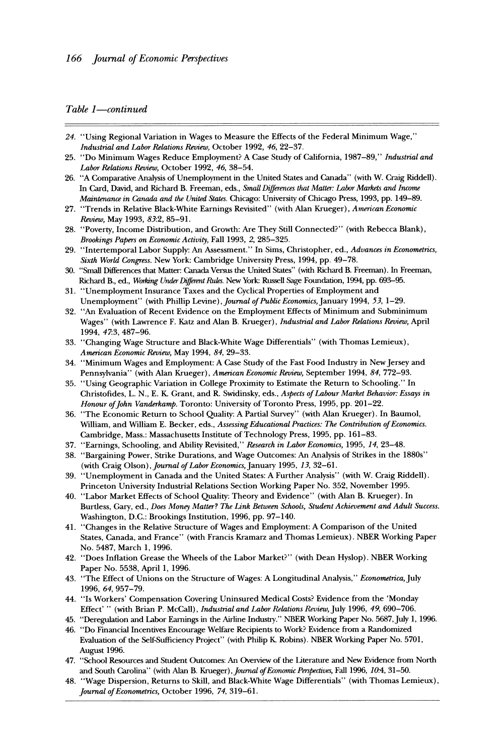*Table 1—continued*

24. "Using Regional Variation in Wages to Measure the Effects of the Federal Minimum Wage," *Industrial and Labor Relations Review,* October 1992, *46,* 22–37.
25. "Do Minimum Wages Reduce Employment? A Case Study of California, 1987–89," *Industrial and Labor Relations Review,* October 1992, *46,* 38–54.
26. "A Comparative Analysis of Unemployment in the United States and Canada" (with W. Craig Riddell). In Card, David, and Richard B. Freeman, eds., *Small Differences that Matter: Labor Markets and Income Maintenance in Canada and the United States.* Chicago: University of Chicago Press, 1993, pp. 149–89.
27. "Trends in Relative Black-White Earnings Revisited" (with Alan Krueger), *American Economic Review,* May 1993, *83*:2, 85–91.
28. "Poverty, Income Distribution, and Growth: Are They Still Connected?" (with Rebecca Blank), *Brookings Papers on Economic Activity,* Fall 1993, *2,* 285–325.
29. "Intertemporal Labor Supply: An Assessment." In Sims, Christopher, ed., *Advances in Econometrics, Sixth World Congress.* New York: Cambridge University Press, 1994, pp. 49–78.
30. "Small Differences that Matter: Canada Versus the United States" (with Richard B. Freeman). In Freeman, Richard B., ed., *Working Under Different Rules.* New York: Russell Sage Foundation, 1994, pp. 693–95.
31. "Unemployment Insurance Taxes and the Cyclical Properties of Employment and Unemployment" (with Phillip Levine), *Journal of Public Economics,* January 1994, *53,* 1–29.
32. "An Evaluation of Recent Evidence on the Employment Effects of Minimum and Subminimum Wages" (with Lawrence F. Katz and Alan B. Krueger), *Industrial and Labor Relations Review,* April 1994, *47*:3, 487–96.
33. "Changing Wage Structure and Black-White Wage Differentials" (with Thomas Lemieux), *American Economic Review,* May 1994, *84,* 29–33.
34. "Minimum Wages and Employment: A Case Study of the Fast Food Industry in New Jersey and Pennsylvania" (with Alan Krueger), *American Economic Review,* September 1994, *84,* 772–93.
35. "Using Geographic Variation in College Proximity to Estimate the Return to Schooling." In Christofides, L. N., E. K. Grant, and R. Swidinsky, eds., *Aspects of Labour Market Behavior: Essays in Honour of John Vanderkamp.* Toronto: University of Toronto Press, 1995, pp. 201–22.
36. "The Economic Return to School Quality: A Partial Survey" (with Alan Krueger). In Baumol, William, and William E. Becker, eds., *Assessing Educational Practices: The Contribution of Economics.* Cambridge, Mass.: Massachusetts Institute of Technology Press, 1995, pp. 161–83.
37. "Earnings, Schooling, and Ability Revisited," *Research in Labor Economics,* 1995, *14,* 23–48.
38. "Bargaining Power, Strike Durations, and Wage Outcomes: An Analysis of Strikes in the 1880s" (with Craig Olson), *Journal of Labor Economics,* January 1995, *13,* 32–61.
39. "Unemployment in Canada and the United States: A Further Analysis" (with W. Craig Riddell). Princeton University Industrial Relations Section Working Paper No. 352, November 1995.
40. "Labor Market Effects of School Quality: Theory and Evidence" (with Alan B. Krueger). In Burtless, Gary, ed., *Does Money Matter? The Link Between Schools, Student Achievement and Adult Success.* Washington, D.C.: Brookings Institution, 1996, pp. 97–140.
41. "Changes in the Relative Structure of Wages and Employment: A Comparison of the United States, Canada, and France" (with Francis Kramarz and Thomas Lemieux). NBER Working Paper No. 5487, March 1, 1996.
42. "Does Inflation Grease the Wheels of the Labor Market?" (with Dean Hyslop). NBER Working Paper No. 5538, April 1, 1996.
43. "The Effect of Unions on the Structure of Wages: A Longitudinal Analysis," *Econometrica,* July 1996, *64,* 957–79.
44. "Is Workers' Compensation Covering Uninsured Medical Costs? Evidence from the 'Monday Effect' " (with Brian P. McCall), *Industrial and Labor Relations Review,* July 1996, *49,* 690–706.
45. "Deregulation and Labor Earnings in the Airline Industry." NBER Working Paper No. 5687, July 1, 1996.
46. "Do Financial Incentives Encourage Welfare Recipients to Work? Evidence from a Randomized Evaluation of the Self-Sufficiency Project" (with Philip K. Robins). NBER Working Paper No. 5701, August 1996.
47. "School Resources and Student Outcomes: An Overview of the Literature and New Evidence from North and South Carolina" (with Alan B. Krueger), *Journal of Economic Perspectives,* Fall 1996, *10*:4, 31–50.
48. "Wage Dispersion, Returns to Skill, and Black-White Wage Differentials" (with Thomas Lemieux), *Journal of Econometrics,* October 1996, *74,* 319–61.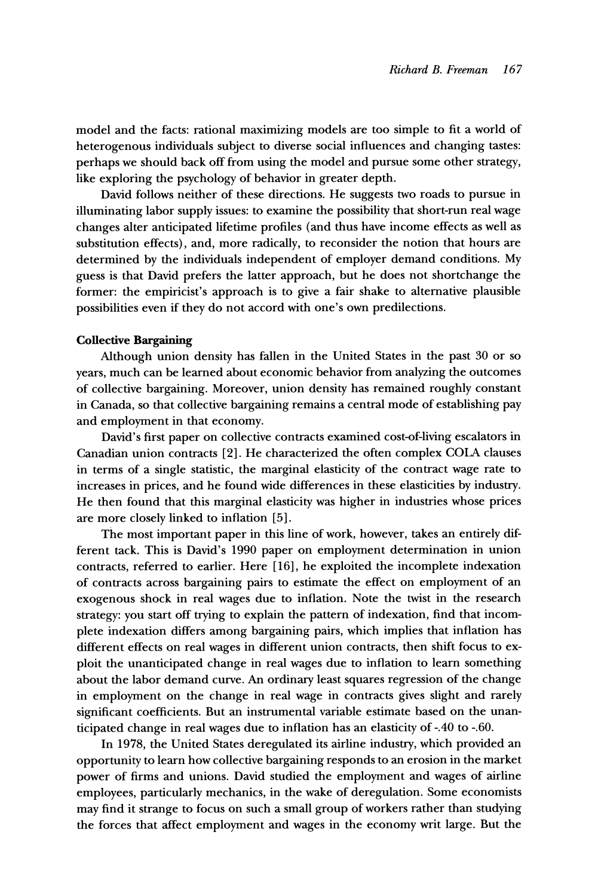model and the facts: rational maximizing models are too simple to fit a world of heterogenous individuals subject to diverse social influences and changing tastes: perhaps we should back off from using the model and pursue some other strategy, like exploring the psychology of behavior in greater depth.

David follows neither of these directions. He suggests two roads to pursue in illuminating labor supply issues: to examine the possibility that short-run real wage changes alter anticipated lifetime profiles (and thus have income effects as well as substitution effects), and, more radically, to reconsider the notion that hours are determined by the individuals independent of employer demand conditions. My guess is that David prefers the latter approach, but he does not shortchange the former: the empiricist's approach is to give a fair shake to alternative plausible possibilities even if they do not accord with one's own predilections.

**Collective Bargaining**

Although union density has fallen in the United States in the past 30 or so years, much can be learned about economic behavior from analyzing the outcomes of collective bargaining. Moreover, union density has remained roughly constant in Canada, so that collective bargaining remains a central mode of establishing pay and employment in that economy.

David's first paper on collective contracts examined cost-of-living escalators in Canadian union contracts [2]. He characterized the often complex COLA clauses in terms of a single statistic, the marginal elasticity of the contract wage rate to increases in prices, and he found wide differences in these elasticities by industry. He then found that this marginal elasticity was higher in industries whose prices are more closely linked to inflation [5].

The most important paper in this line of work, however, takes an entirely different tack. This is David's 1990 paper on employment determination in union contracts, referred to earlier. Here [16], he exploited the incomplete indexation of contracts across bargaining pairs to estimate the effect on employment of an exogenous shock in real wages due to inflation. Note the twist in the research strategy: you start off trying to explain the pattern of indexation, find that incomplete indexation differs among bargaining pairs, which implies that inflation has different effects on real wages in different union contracts, then shift focus to exploit the unanticipated change in real wages due to inflation to learn something about the labor demand curve. An ordinary least squares regression of the change in employment on the change in real wage in contracts gives slight and rarely significant coefficients. But an instrumental variable estimate based on the unanticipated change in real wages due to inflation has an elasticity of -.40 to -.60.

In 1978, the United States deregulated its airline industry, which provided an opportunity to learn how collective bargaining responds to an erosion in the market power of firms and unions. David studied the employment and wages of airline employees, particularly mechanics, in the wake of deregulation. Some economists may find it strange to focus on such a small group of workers rather than studying the forces that affect employment and wages in the economy writ large. But the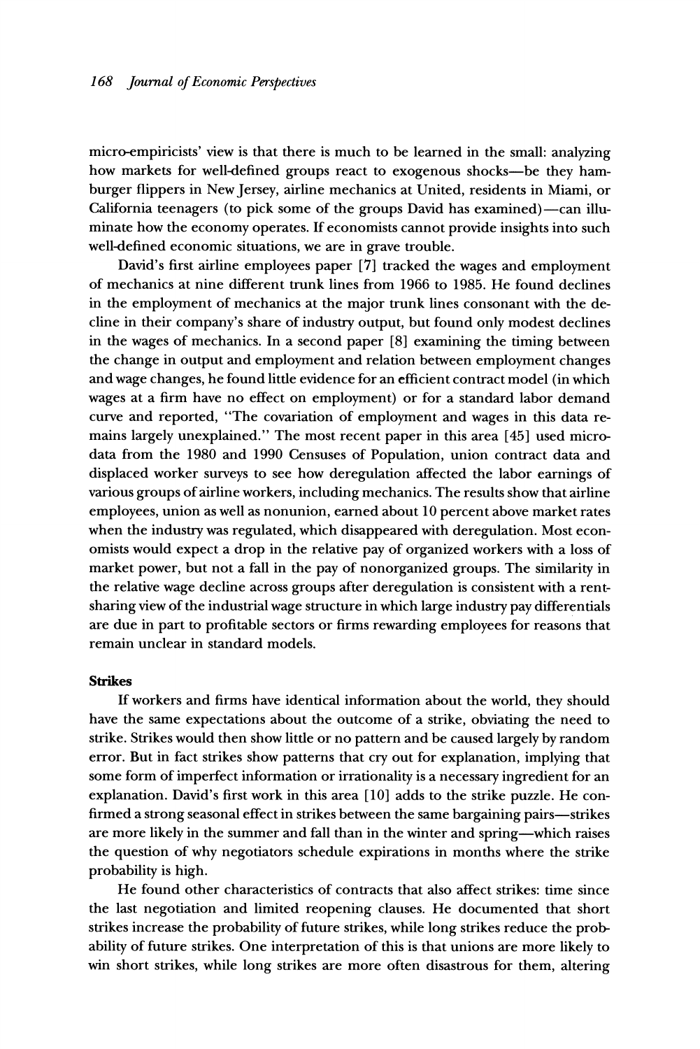micro-empiricists' view is that there is much to be learned in the small: analyzing how markets for well-defined groups react to exogenous shocks—be they hamburger flippers in New Jersey, airline mechanics at United, residents in Miami, or California teenagers (to pick some of the groups David has examined)—can illuminate how the economy operates. If economists cannot provide insights into such well-defined economic situations, we are in grave trouble.

David's first airline employees paper [7] tracked the wages and employment of mechanics at nine different trunk lines from 1966 to 1985. He found declines in the employment of mechanics at the major trunk lines consonant with the decline in their company's share of industry output, but found only modest declines in the wages of mechanics. In a second paper [8] examining the timing between the change in output and employment and relation between employment changes and wage changes, he found little evidence for an efficient contract model (in which wages at a firm have no effect on employment) or for a standard labor demand curve and reported, "The covariation of employment and wages in this data remains largely unexplained." The most recent paper in this area [45] used microdata from the 1980 and 1990 Censuses of Population, union contract data and displaced worker surveys to see how deregulation affected the labor earnings of various groups of airline workers, including mechanics. The results show that airline employees, union as well as nonunion, earned about 10 percent above market rates when the industry was regulated, which disappeared with deregulation. Most economists would expect a drop in the relative pay of organized workers with a loss of market power, but not a fall in the pay of nonorganized groups. The similarity in the relative wage decline across groups after deregulation is consistent with a rent-sharing view of the industrial wage structure in which large industry pay differentials are due in part to profitable sectors or firms rewarding employees for reasons that remain unclear in standard models.

### Strikes

If workers and firms have identical information about the world, they should have the same expectations about the outcome of a strike, obviating the need to strike. Strikes would then show little or no pattern and be caused largely by random error. But in fact strikes show patterns that cry out for explanation, implying that some form of imperfect information or irrationality is a necessary ingredient for an explanation. David's first work in this area [10] adds to the strike puzzle. He confirmed a strong seasonal effect in strikes between the same bargaining pairs—strikes are more likely in the summer and fall than in the winter and spring—which raises the question of why negotiators schedule expirations in months where the strike probability is high.

He found other characteristics of contracts that also affect strikes: time since the last negotiation and limited reopening clauses. He documented that short strikes increase the probability of future strikes, while long strikes reduce the probability of future strikes. One interpretation of this is that unions are more likely to win short strikes, while long strikes are more often disastrous for them, altering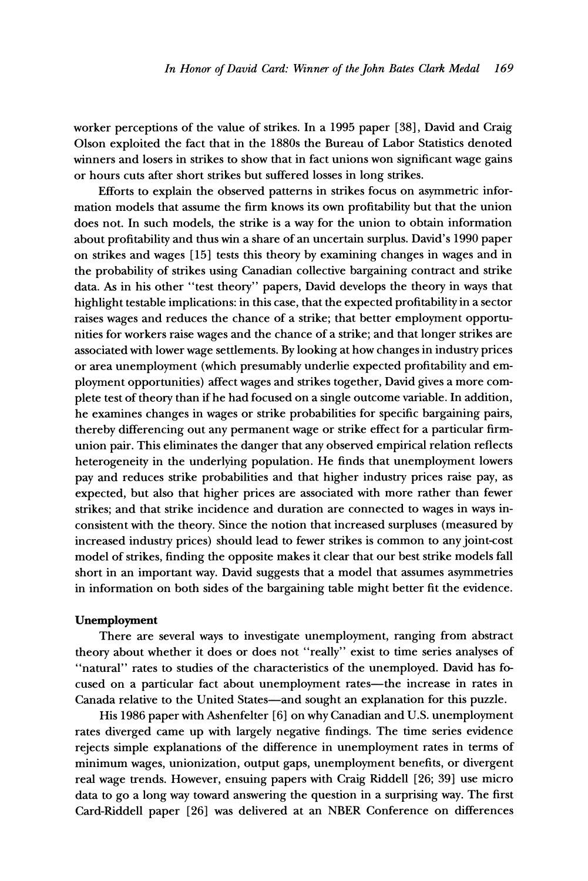worker perceptions of the value of strikes. In a 1995 paper [38], David and Craig Olson exploited the fact that in the 1880s the Bureau of Labor Statistics denoted winners and losers in strikes to show that in fact unions won significant wage gains or hours cuts after short strikes but suffered losses in long strikes.

Efforts to explain the observed patterns in strikes focus on asymmetric information models that assume the firm knows its own profitability but that the union does not. In such models, the strike is a way for the union to obtain information about profitability and thus win a share of an uncertain surplus. David's 1990 paper on strikes and wages [15] tests this theory by examining changes in wages and in the probability of strikes using Canadian collective bargaining contract and strike data. As in his other "test theory" papers, David develops the theory in ways that highlight testable implications: in this case, that the expected profitability in a sector raises wages and reduces the chance of a strike; that better employment opportunities for workers raise wages and the chance of a strike; and that longer strikes are associated with lower wage settlements. By looking at how changes in industry prices or area unemployment (which presumably underlie expected profitability and employment opportunities) affect wages and strikes together, David gives a more complete test of theory than if he had focused on a single outcome variable. In addition, he examines changes in wages or strike probabilities for specific bargaining pairs, thereby differencing out any permanent wage or strike effect for a particular firm-union pair. This eliminates the danger that any observed empirical relation reflects heterogeneity in the underlying population. He finds that unemployment lowers pay and reduces strike probabilities and that higher industry prices raise pay, as expected, but also that higher prices are associated with more rather than fewer strikes; and that strike incidence and duration are connected to wages in ways inconsistent with the theory. Since the notion that increased surpluses (measured by increased industry prices) should lead to fewer strikes is common to any joint-cost model of strikes, finding the opposite makes it clear that our best strike models fall short in an important way. David suggests that a model that assumes asymmetries in information on both sides of the bargaining table might better fit the evidence.

**Unemployment**

There are several ways to investigate unemployment, ranging from abstract theory about whether it does or does not "really" exist to time series analyses of "natural" rates to studies of the characteristics of the unemployed. David has focused on a particular fact about unemployment rates—the increase in rates in Canada relative to the United States—and sought an explanation for this puzzle.

His 1986 paper with Ashenfelter [6] on why Canadian and U.S. unemployment rates diverged came up with largely negative findings. The time series evidence rejects simple explanations of the difference in unemployment rates in terms of minimum wages, unionization, output gaps, unemployment benefits, or divergent real wage trends. However, ensuing papers with Craig Riddell [26; 39] use micro data to go a long way toward answering the question in a surprising way. The first Card-Riddell paper [26] was delivered at an NBER Conference on differences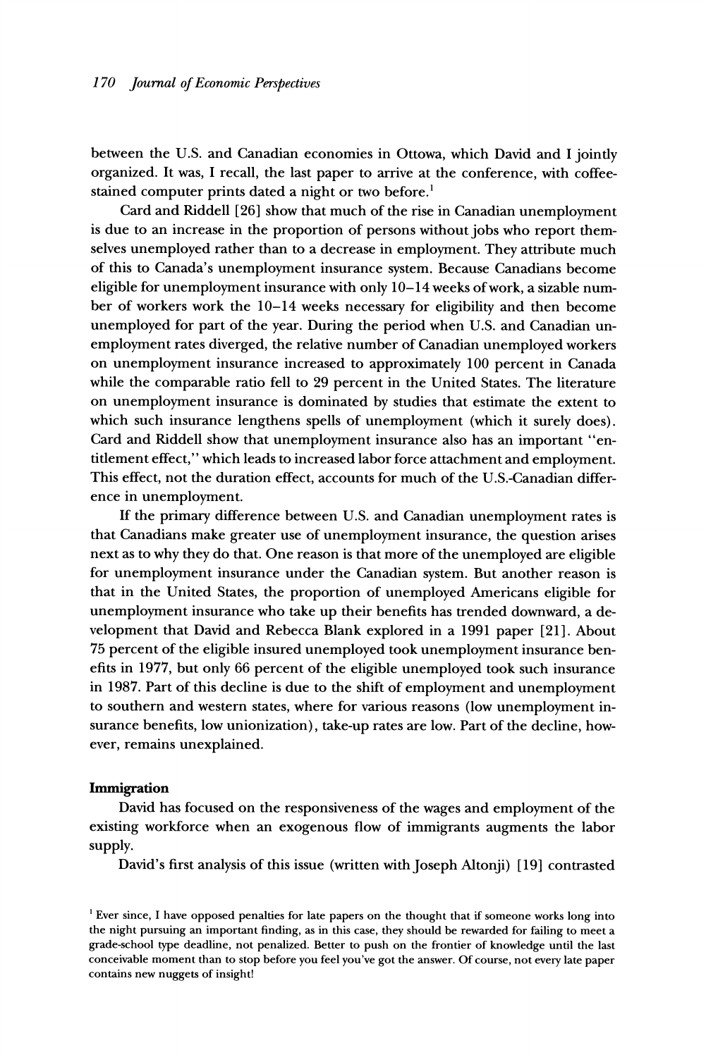between the U.S. and Canadian economies in Ottowa, which David and I jointly organized. It was, I recall, the last paper to arrive at the conference, with coffee-stained computer prints dated a night or two before.[1]

Card and Riddell [26] show that much of the rise in Canadian unemployment is due to an increase in the proportion of persons without jobs who report themselves unemployed rather than to a decrease in employment. They attribute much of this to Canada's unemployment insurance system. Because Canadians become eligible for unemployment insurance with only 10–14 weeks of work, a sizable number of workers work the 10–14 weeks necessary for eligibility and then become unemployed for part of the year. During the period when U.S. and Canadian unemployment rates diverged, the relative number of Canadian unemployed workers on unemployment insurance increased to approximately 100 percent in Canada while the comparable ratio fell to 29 percent in the United States. The literature on unemployment insurance is dominated by studies that estimate the extent to which such insurance lengthens spells of unemployment (which it surely does). Card and Riddell show that unemployment insurance also has an important "entitlement effect," which leads to increased labor force attachment and employment. This effect, not the duration effect, accounts for much of the U.S.-Canadian difference in unemployment.

If the primary difference between U.S. and Canadian unemployment rates is that Canadians make greater use of unemployment insurance, the question arises next as to why they do that. One reason is that more of the unemployed are eligible for unemployment insurance under the Canadian system. But another reason is that in the United States, the proportion of unemployed Americans eligible for unemployment insurance who take up their benefits has trended downward, a development that David and Rebecca Blank explored in a 1991 paper [21]. About 75 percent of the eligible insured unemployed took unemployment insurance benefits in 1977, but only 66 percent of the eligible unemployed took such insurance in 1987. Part of this decline is due to the shift of employment and unemployment to southern and western states, where for various reasons (low unemployment insurance benefits, low unionization), take-up rates are low. Part of the decline, however, remains unexplained.

### Immigration

David has focused on the responsiveness of the wages and employment of the existing workforce when an exogenous flow of immigrants augments the labor supply.

David's first analysis of this issue (written with Joseph Altonji) [19] contrasted

[1] Ever since, I have opposed penalties for late papers on the thought that if someone works long into the night pursuing an important finding, as in this case, they should be rewarded for failing to meet a grade-school type deadline, not penalized. Better to push on the frontier of knowledge until the last conceivable moment than to stop before you feel you've got the answer. Of course, not every late paper contains new nuggets of insight!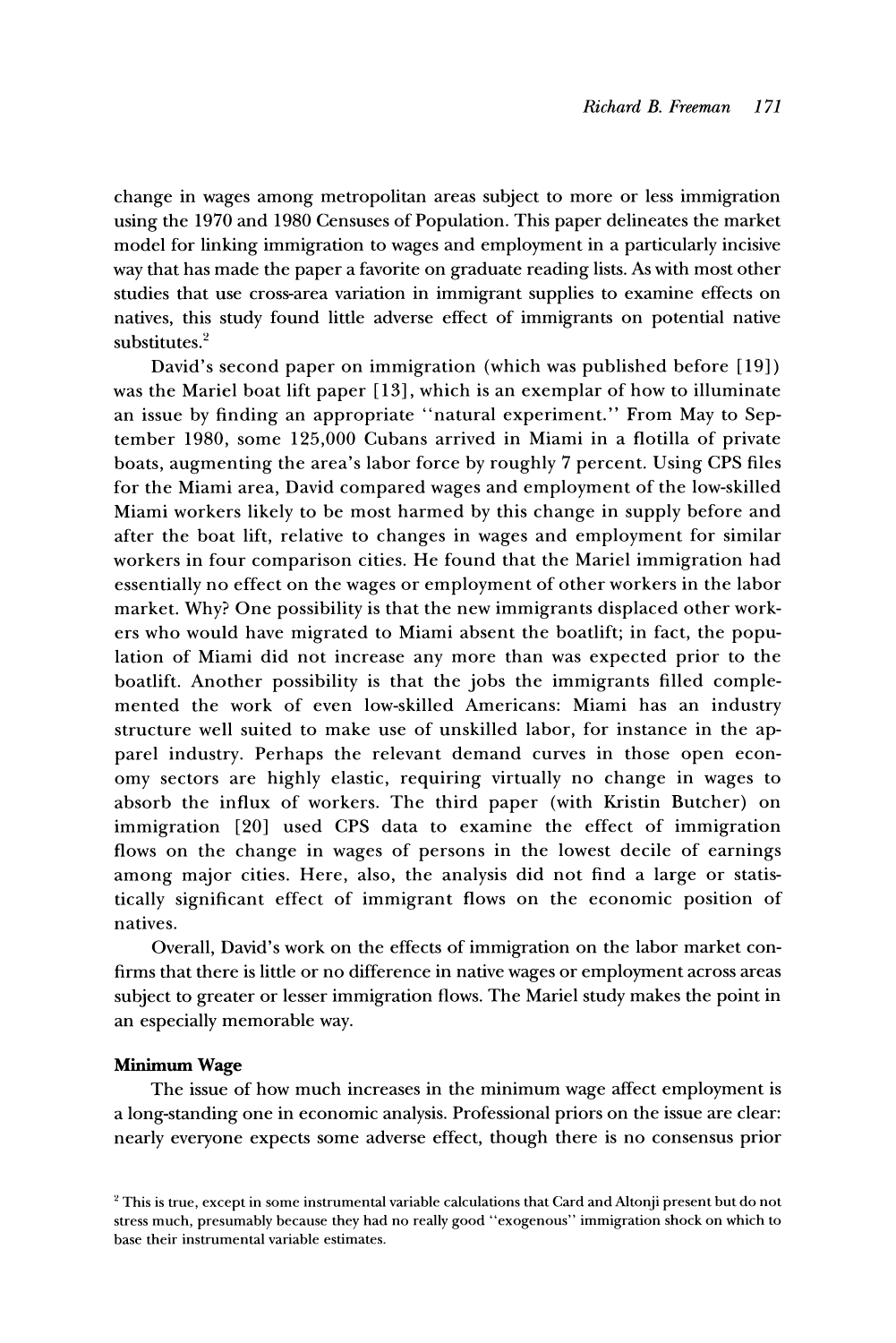change in wages among metropolitan areas subject to more or less immigration using the 1970 and 1980 Censuses of Population. This paper delineates the market model for linking immigration to wages and employment in a particularly incisive way that has made the paper a favorite on graduate reading lists. As with most other studies that use cross-area variation in immigrant supplies to examine effects on natives, this study found little adverse effect of immigrants on potential native substitutes.[2]

David's second paper on immigration (which was published before [19]) was the Mariel boat lift paper [13], which is an exemplar of how to illuminate an issue by finding an appropriate "natural experiment." From May to September 1980, some 125,000 Cubans arrived in Miami in a flotilla of private boats, augmenting the area's labor force by roughly 7 percent. Using CPS files for the Miami area, David compared wages and employment of the low-skilled Miami workers likely to be most harmed by this change in supply before and after the boat lift, relative to changes in wages and employment for similar workers in four comparison cities. He found that the Mariel immigration had essentially no effect on the wages or employment of other workers in the labor market. Why? One possibility is that the new immigrants displaced other workers who would have migrated to Miami absent the boatlift; in fact, the population of Miami did not increase any more than was expected prior to the boatlift. Another possibility is that the jobs the immigrants filled complemented the work of even low-skilled Americans: Miami has an industry structure well suited to make use of unskilled labor, for instance in the apparel industry. Perhaps the relevant demand curves in those open economy sectors are highly elastic, requiring virtually no change in wages to absorb the influx of workers. The third paper (with Kristin Butcher) on immigration [20] used CPS data to examine the effect of immigration flows on the change in wages of persons in the lowest decile of earnings among major cities. Here, also, the analysis did not find a large or statistically significant effect of immigrant flows on the economic position of natives.

Overall, David's work on the effects of immigration on the labor market confirms that there is little or no difference in native wages or employment across areas subject to greater or lesser immigration flows. The Mariel study makes the point in an especially memorable way.

**Minimum Wage**

The issue of how much increases in the minimum wage affect employment is a long-standing one in economic analysis. Professional priors on the issue are clear: nearly everyone expects some adverse effect, though there is no consensus prior

[2] This is true, except in some instrumental variable calculations that Card and Altonji present but do not stress much, presumably because they had no really good "exogenous" immigration shock on which to base their instrumental variable estimates.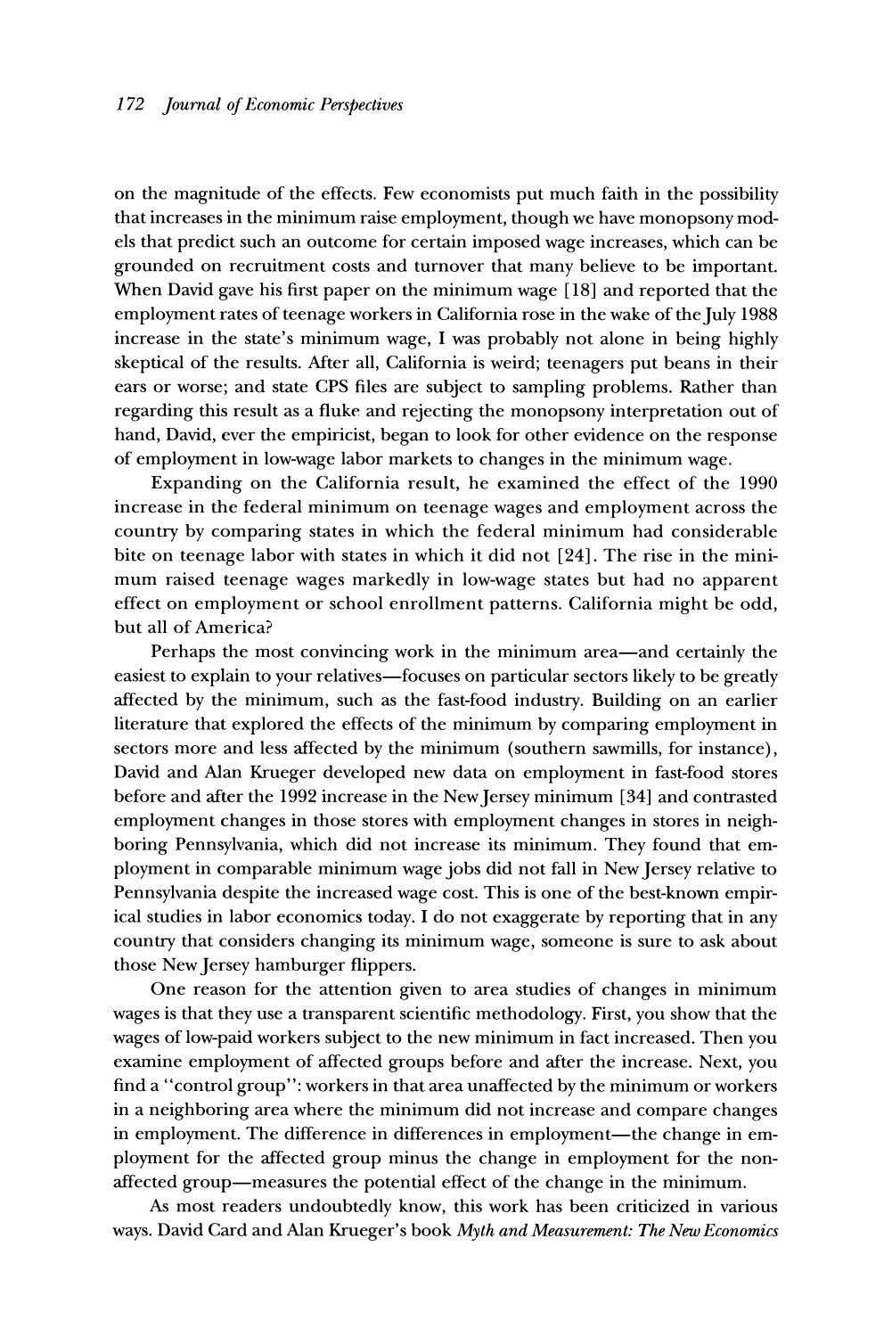on the magnitude of the effects. Few economists put much faith in the possibility that increases in the minimum raise employment, though we have monopsony models that predict such an outcome for certain imposed wage increases, which can be grounded on recruitment costs and turnover that many believe to be important. When David gave his first paper on the minimum wage [18] and reported that the employment rates of teenage workers in California rose in the wake of the July 1988 increase in the state's minimum wage, I was probably not alone in being highly skeptical of the results. After all, California is weird; teenagers put beans in their ears or worse; and state CPS files are subject to sampling problems. Rather than regarding this result as a fluke and rejecting the monopsony interpretation out of hand, David, ever the empiricist, began to look for other evidence on the response of employment in low-wage labor markets to changes in the minimum wage.

Expanding on the California result, he examined the effect of the 1990 increase in the federal minimum on teenage wages and employment across the country by comparing states in which the federal minimum had considerable bite on teenage labor with states in which it did not [24]. The rise in the minimum raised teenage wages markedly in low-wage states but had no apparent effect on employment or school enrollment patterns. California might be odd, but all of America?

Perhaps the most convincing work in the minimum area—and certainly the easiest to explain to your relatives—focuses on particular sectors likely to be greatly affected by the minimum, such as the fast-food industry. Building on an earlier literature that explored the effects of the minimum by comparing employment in sectors more and less affected by the minimum (southern sawmills, for instance), David and Alan Krueger developed new data on employment in fast-food stores before and after the 1992 increase in the New Jersey minimum [34] and contrasted employment changes in those stores with employment changes in stores in neighboring Pennsylvania, which did not increase its minimum. They found that employment in comparable minimum wage jobs did not fall in New Jersey relative to Pennsylvania despite the increased wage cost. This is one of the best-known empirical studies in labor economics today. I do not exaggerate by reporting that in any country that considers changing its minimum wage, someone is sure to ask about those New Jersey hamburger flippers.

One reason for the attention given to area studies of changes in minimum wages is that they use a transparent scientific methodology. First, you show that the wages of low-paid workers subject to the new minimum in fact increased. Then you examine employment of affected groups before and after the increase. Next, you find a "control group": workers in that area unaffected by the minimum or workers in a neighboring area where the minimum did not increase and compare changes in employment. The difference in differences in employment—the change in employment for the affected group minus the change in employment for the non-affected group—measures the potential effect of the change in the minimum.

As most readers undoubtedly know, this work has been criticized in various ways. David Card and Alan Krueger's book *Myth and Measurement: The New Economics*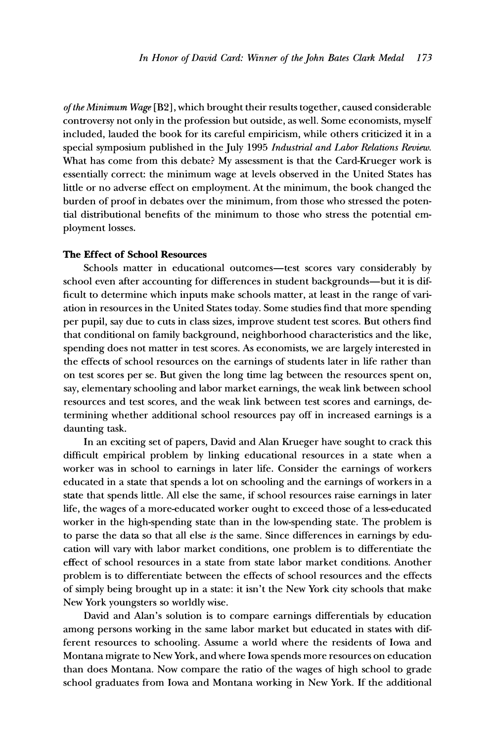*of the Minimum Wage* [B2], which brought their results together, caused considerable controversy not only in the profession but outside, as well. Some economists, myself included, lauded the book for its careful empiricism, while others criticized it in a special symposium published in the July 1995 *Industrial and Labor Relations Review.* What has come from this debate? My assessment is that the Card-Krueger work is essentially correct: the minimum wage at levels observed in the United States has little or no adverse effect on employment. At the minimum, the book changed the burden of proof in debates over the minimum, from those who stressed the potential distributional benefits of the minimum to those who stress the potential employment losses.

### The Effect of School Resources

Schools matter in educational outcomes—test scores vary considerably by school even after accounting for differences in student backgrounds—but it is difficult to determine which inputs make schools matter, at least in the range of variation in resources in the United States today. Some studies find that more spending per pupil, say due to cuts in class sizes, improve student test scores. But others find that conditional on family background, neighborhood characteristics and the like, spending does not matter in test scores. As economists, we are largely interested in the effects of school resources on the earnings of students later in life rather than on test scores per se. But given the long time lag between the resources spent on, say, elementary schooling and labor market earnings, the weak link between school resources and test scores, and the weak link between test scores and earnings, determining whether additional school resources pay off in increased earnings is a daunting task.

In an exciting set of papers, David and Alan Krueger have sought to crack this difficult empirical problem by linking educational resources in a state when a worker was in school to earnings in later life. Consider the earnings of workers educated in a state that spends a lot on schooling and the earnings of workers in a state that spends little. All else the same, if school resources raise earnings in later life, the wages of a more-educated worker ought to exceed those of a less-educated worker in the high-spending state than in the low-spending state. The problem is to parse the data so that all else *is* the same. Since differences in earnings by education will vary with labor market conditions, one problem is to differentiate the effect of school resources in a state from state labor market conditions. Another problem is to differentiate between the effects of school resources and the effects of simply being brought up in a state: it isn't the New York city schools that make New York youngsters so worldly wise.

David and Alan's solution is to compare earnings differentials by education among persons working in the same labor market but educated in states with different resources to schooling. Assume a world where the residents of Iowa and Montana migrate to New York, and where Iowa spends more resources on education than does Montana. Now compare the ratio of the wages of high school to grade school graduates from Iowa and Montana working in New York. If the additional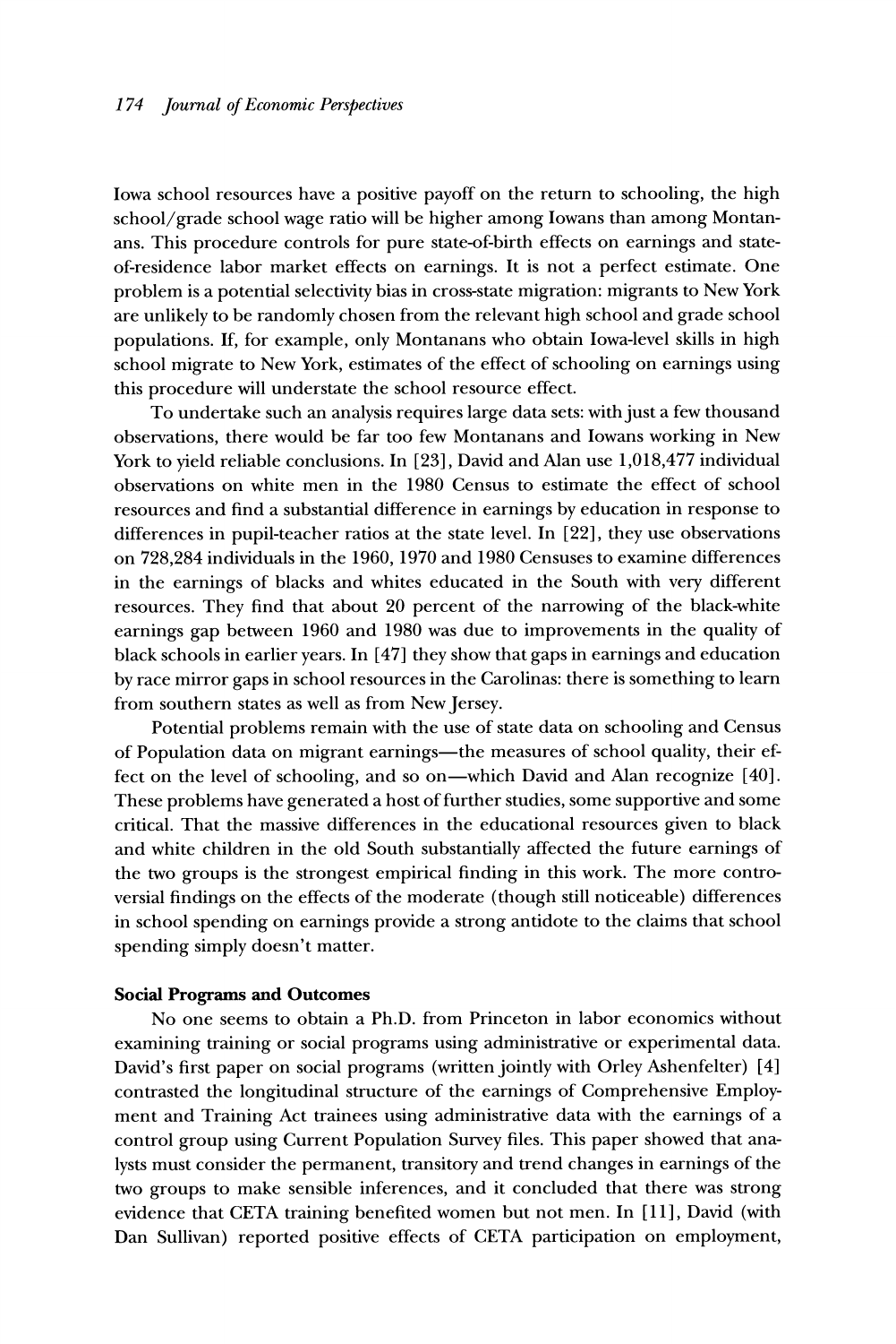Iowa school resources have a positive payoff on the return to schooling, the high school/grade school wage ratio will be higher among Iowans than among Montanans. This procedure controls for pure state-of-birth effects on earnings and state-of-residence labor market effects on earnings. It is not a perfect estimate. One problem is a potential selectivity bias in cross-state migration: migrants to New York are unlikely to be randomly chosen from the relevant high school and grade school populations. If, for example, only Montanans who obtain Iowa-level skills in high school migrate to New York, estimates of the effect of schooling on earnings using this procedure will understate the school resource effect.

To undertake such an analysis requires large data sets: with just a few thousand observations, there would be far too few Montanans and Iowans working in New York to yield reliable conclusions. In [23], David and Alan use 1,018,477 individual observations on white men in the 1980 Census to estimate the effect of school resources and find a substantial difference in earnings by education in response to differences in pupil-teacher ratios at the state level. In [22], they use observations on 728,284 individuals in the 1960, 1970 and 1980 Censuses to examine differences in the earnings of blacks and whites educated in the South with very different resources. They find that about 20 percent of the narrowing of the black-white earnings gap between 1960 and 1980 was due to improvements in the quality of black schools in earlier years. In [47] they show that gaps in earnings and education by race mirror gaps in school resources in the Carolinas: there is something to learn from southern states as well as from New Jersey.

Potential problems remain with the use of state data on schooling and Census of Population data on migrant earnings—the measures of school quality, their effect on the level of schooling, and so on—which David and Alan recognize [40]. These problems have generated a host of further studies, some supportive and some critical. That the massive differences in the educational resources given to black and white children in the old South substantially affected the future earnings of the two groups is the strongest empirical finding in this work. The more controversial findings on the effects of the moderate (though still noticeable) differences in school spending on earnings provide a strong antidote to the claims that school spending simply doesn't matter.

### Social Programs and Outcomes

No one seems to obtain a Ph.D. from Princeton in labor economics without examining training or social programs using administrative or experimental data. David's first paper on social programs (written jointly with Orley Ashenfelter) [4] contrasted the longitudinal structure of the earnings of Comprehensive Employment and Training Act trainees using administrative data with the earnings of a control group using Current Population Survey files. This paper showed that analysts must consider the permanent, transitory and trend changes in earnings of the two groups to make sensible inferences, and it concluded that there was strong evidence that CETA training benefited women but not men. In [11], David (with Dan Sullivan) reported positive effects of CETA participation on employment,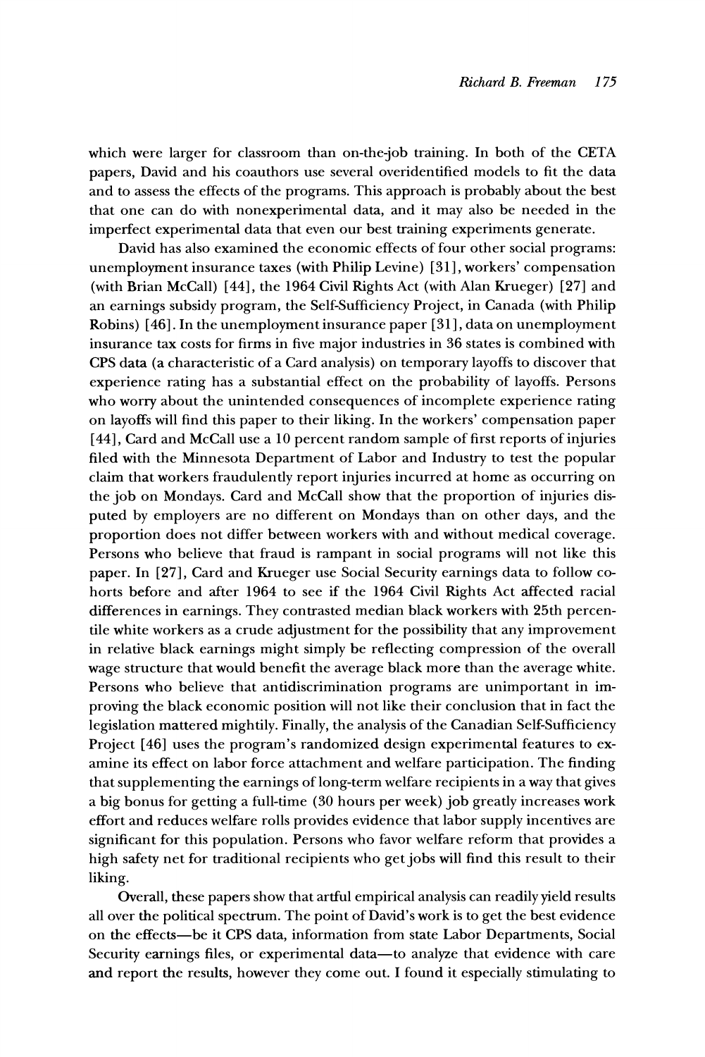which were larger for classroom than on-the-job training. In both of the CETA papers, David and his coauthors use several overidentified models to fit the data and to assess the effects of the programs. This approach is probably about the best that one can do with nonexperimental data, and it may also be needed in the imperfect experimental data that even our best training experiments generate.

David has also examined the economic effects of four other social programs: unemployment insurance taxes (with Philip Levine) [31], workers' compensation (with Brian McCall) [44], the 1964 Civil Rights Act (with Alan Krueger) [27] and an earnings subsidy program, the Self-Sufficiency Project, in Canada (with Philip Robins) [46]. In the unemployment insurance paper [31], data on unemployment insurance tax costs for firms in five major industries in 36 states is combined with CPS data (a characteristic of a Card analysis) on temporary layoffs to discover that experience rating has a substantial effect on the probability of layoffs. Persons who worry about the unintended consequences of incomplete experience rating on layoffs will find this paper to their liking. In the workers' compensation paper [44], Card and McCall use a 10 percent random sample of first reports of injuries filed with the Minnesota Department of Labor and Industry to test the popular claim that workers fraudulently report injuries incurred at home as occurring on the job on Mondays. Card and McCall show that the proportion of injuries disputed by employers are no different on Mondays than on other days, and the proportion does not differ between workers with and without medical coverage. Persons who believe that fraud is rampant in social programs will not like this paper. In [27], Card and Krueger use Social Security earnings data to follow cohorts before and after 1964 to see if the 1964 Civil Rights Act affected racial differences in earnings. They contrasted median black workers with 25th percentile white workers as a crude adjustment for the possibility that any improvement in relative black earnings might simply be reflecting compression of the overall wage structure that would benefit the average black more than the average white. Persons who believe that antidiscrimination programs are unimportant in improving the black economic position will not like their conclusion that in fact the legislation mattered mightily. Finally, the analysis of the Canadian Self-Sufficiency Project [46] uses the program's randomized design experimental features to examine its effect on labor force attachment and welfare participation. The finding that supplementing the earnings of long-term welfare recipients in a way that gives a big bonus for getting a full-time (30 hours per week) job greatly increases work effort and reduces welfare rolls provides evidence that labor supply incentives are significant for this population. Persons who favor welfare reform that provides a high safety net for traditional recipients who get jobs will find this result to their liking.

Overall, these papers show that artful empirical analysis can readily yield results all over the political spectrum. The point of David's work is to get the best evidence on the effects—be it CPS data, information from state Labor Departments, Social Security earnings files, or experimental data—to analyze that evidence with care and report the results, however they come out. I found it especially stimulating to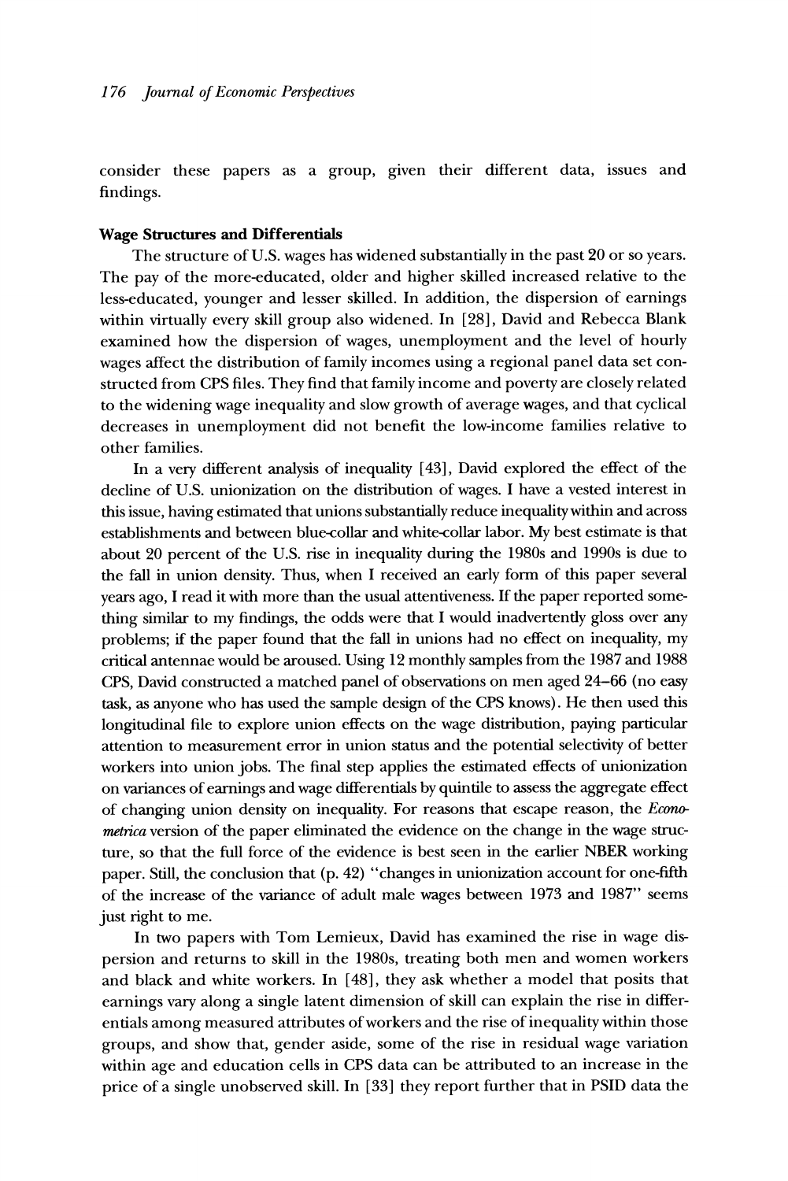consider these papers as a group, given their different data, issues and findings.

**Wage Structures and Differentials**

The structure of U.S. wages has widened substantially in the past 20 or so years. The pay of the more-educated, older and higher skilled increased relative to the less-educated, younger and lesser skilled. In addition, the dispersion of earnings within virtually every skill group also widened. In [28], David and Rebecca Blank examined how the dispersion of wages, unemployment and the level of hourly wages affect the distribution of family incomes using a regional panel data set constructed from CPS files. They find that family income and poverty are closely related to the widening wage inequality and slow growth of average wages, and that cyclical decreases in unemployment did not benefit the low-income families relative to other families.

In a very different analysis of inequality [43], David explored the effect of the decline of U.S. unionization on the distribution of wages. I have a vested interest in this issue, having estimated that unions substantially reduce inequality within and across establishments and between blue-collar and white-collar labor. My best estimate is that about 20 percent of the U.S. rise in inequality during the 1980s and 1990s is due to the fall in union density. Thus, when I received an early form of this paper several years ago, I read it with more than the usual attentiveness. If the paper reported something similar to my findings, the odds were that I would inadvertently gloss over any problems; if the paper found that the fall in unions had no effect on inequality, my critical antennae would be aroused. Using 12 monthly samples from the 1987 and 1988 CPS, David constructed a matched panel of observations on men aged 24–66 (no easy task, as anyone who has used the sample design of the CPS knows). He then used this longitudinal file to explore union effects on the wage distribution, paying particular attention to measurement error in union status and the potential selectivity of better workers into union jobs. The final step applies the estimated effects of unionization on variances of earnings and wage differentials by quintile to assess the aggregate effect of changing union density on inequality. For reasons that escape reason, the *Econometrica* version of the paper eliminated the evidence on the change in the wage structure, so that the full force of the evidence is best seen in the earlier NBER working paper. Still, the conclusion that (p. 42) "changes in unionization account for one-fifth of the increase of the variance of adult male wages between 1973 and 1987" seems just right to me.

In two papers with Tom Lemieux, David has examined the rise in wage dispersion and returns to skill in the 1980s, treating both men and women workers and black and white workers. In [48], they ask whether a model that posits that earnings vary along a single latent dimension of skill can explain the rise in differentials among measured attributes of workers and the rise of inequality within those groups, and show that, gender aside, some of the rise in residual wage variation within age and education cells in CPS data can be attributed to an increase in the price of a single unobserved skill. In [33] they report further that in PSID data the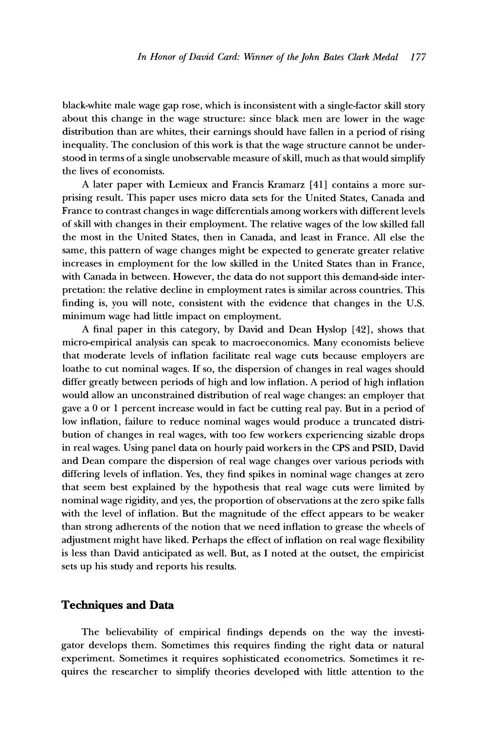black-white male wage gap rose, which is inconsistent with a single-factor skill story about this change in the wage structure: since black men are lower in the wage distribution than are whites, their earnings should have fallen in a period of rising inequality. The conclusion of this work is that the wage structure cannot be understood in terms of a single unobservable measure of skill, much as that would simplify the lives of economists.

A later paper with Lemieux and Francis Kramarz [41] contains a more surprising result. This paper uses micro data sets for the United States, Canada and France to contrast changes in wage differentials among workers with different levels of skill with changes in their employment. The relative wages of the low skilled fall the most in the United States, then in Canada, and least in France. All else the same, this pattern of wage changes might be expected to generate greater relative increases in employment for the low skilled in the United States than in France, with Canada in between. However, the data do not support this demand-side interpretation: the relative decline in employment rates is similar across countries. This finding is, you will note, consistent with the evidence that changes in the U.S. minimum wage had little impact on employment.

A final paper in this category, by David and Dean Hyslop [42], shows that micro-empirical analysis can speak to macroeconomics. Many economists believe that moderate levels of inflation facilitate real wage cuts because employers are loathe to cut nominal wages. If so, the dispersion of changes in real wages should differ greatly between periods of high and low inflation. A period of high inflation would allow an unconstrained distribution of real wage changes: an employer that gave a 0 or 1 percent increase would in fact be cutting real pay. But in a period of low inflation, failure to reduce nominal wages would produce a truncated distribution of changes in real wages, with too few workers experiencing sizable drops in real wages. Using panel data on hourly paid workers in the CPS and PSID, David and Dean compare the dispersion of real wage changes over various periods with differing levels of inflation. Yes, they find spikes in nominal wage changes at zero that seem best explained by the hypothesis that real wage cuts were limited by nominal wage rigidity, and yes, the proportion of observations at the zero spike falls with the level of inflation. But the magnitude of the effect appears to be weaker than strong adherents of the notion that we need inflation to grease the wheels of adjustment might have liked. Perhaps the effect of inflation on real wage flexibility is less than David anticipated as well. But, as I noted at the outset, the empiricist sets up his study and reports his results.

## Techniques and Data

The believability of empirical findings depends on the way the investigator develops them. Sometimes this requires finding the right data or natural experiment. Sometimes it requires sophisticated econometrics. Sometimes it requires the researcher to simplify theories developed with little attention to the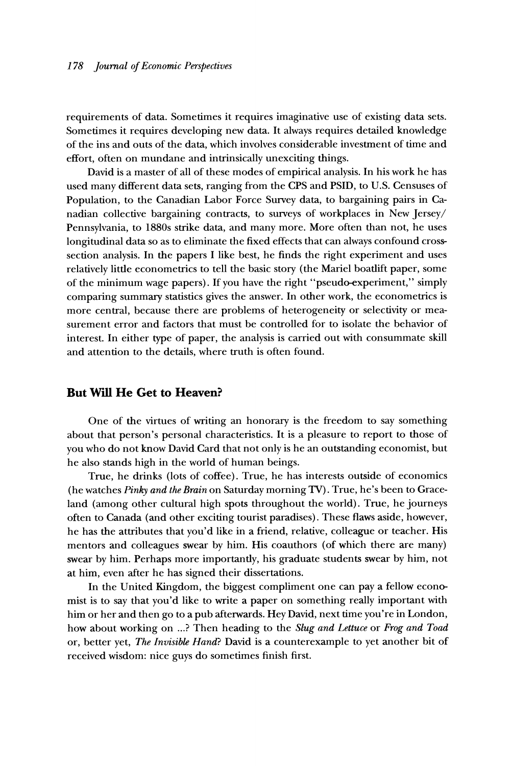requirements of data. Sometimes it requires imaginative use of existing data sets. Sometimes it requires developing new data. It always requires detailed knowledge of the ins and outs of the data, which involves considerable investment of time and effort, often on mundane and intrinsically unexciting things.

David is a master of all of these modes of empirical analysis. In his work he has used many different data sets, ranging from the CPS and PSID, to U.S. Censuses of Population, to the Canadian Labor Force Survey data, to bargaining pairs in Canadian collective bargaining contracts, to surveys of workplaces in New Jersey/ Pennsylvania, to 1880s strike data, and many more. More often than not, he uses longitudinal data so as to eliminate the fixed effects that can always confound cross-section analysis. In the papers I like best, he finds the right experiment and uses relatively little econometrics to tell the basic story (the Mariel boatlift paper, some of the minimum wage papers). If you have the right "pseudo-experiment," simply comparing summary statistics gives the answer. In other work, the econometrics is more central, because there are problems of heterogeneity or selectivity or measurement error and factors that must be controlled for to isolate the behavior of interest. In either type of paper, the analysis is carried out with consummate skill and attention to the details, where truth is often found.

## But Will He Get to Heaven?

One of the virtues of writing an honorary is the freedom to say something about that person's personal characteristics. It is a pleasure to report to those of you who do not know David Card that not only is he an outstanding economist, but he also stands high in the world of human beings.

True, he drinks (lots of coffee). True, he has interests outside of economics (he watches *Pinky and the Brain* on Saturday morning TV). True, he's been to Graceland (among other cultural high spots throughout the world). True, he journeys often to Canada (and other exciting tourist paradises). These flaws aside, however, he has the attributes that you'd like in a friend, relative, colleague or teacher. His mentors and colleagues swear by him. His coauthors (of which there are many) swear by him. Perhaps more importantly, his graduate students swear by him, not at him, even after he has signed their dissertations.

In the United Kingdom, the biggest compliment one can pay a fellow economist is to say that you'd like to write a paper on something really important with him or her and then go to a pub afterwards. Hey David, next time you're in London, how about working on ...? Then heading to the *Slug and Lettuce* or *Frog and Toad* or, better yet, *The Invisible Hand*? David is a counterexample to yet another bit of received wisdom: nice guys do sometimes finish first.